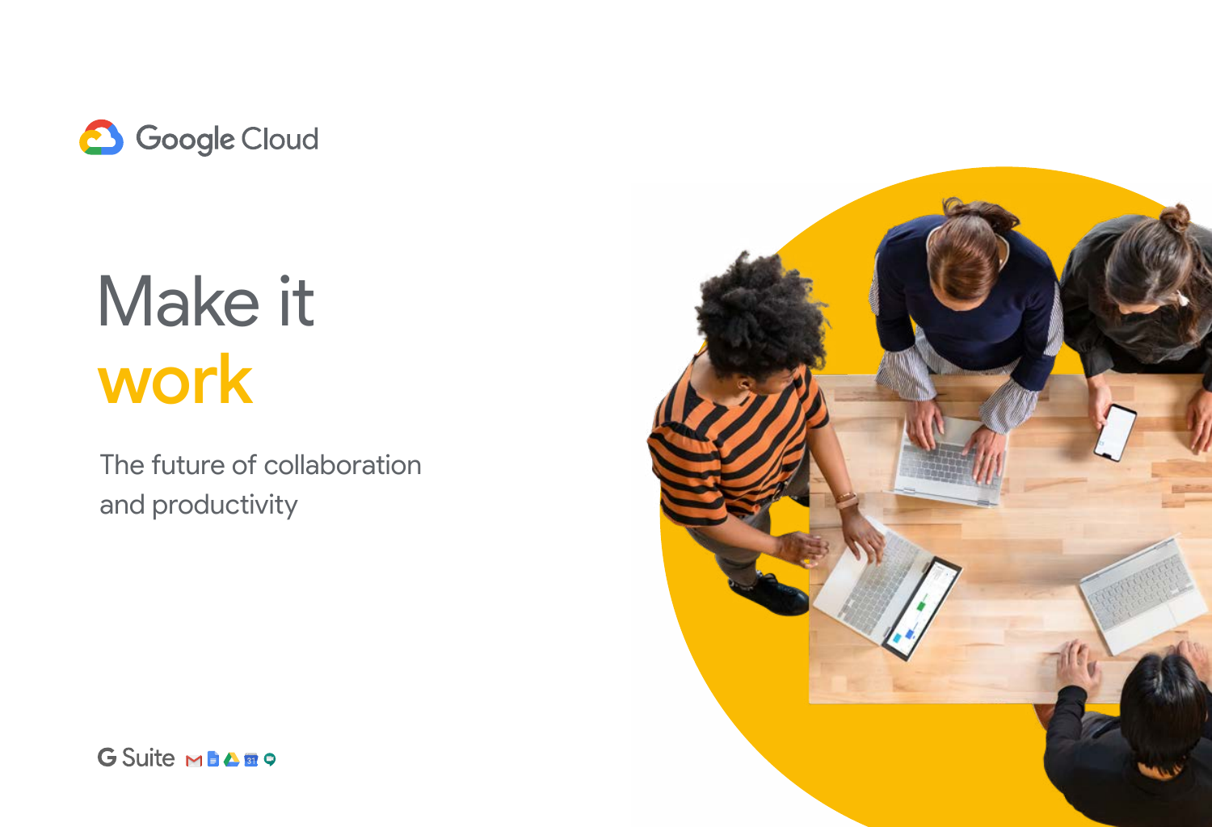Google Cloud

# Make it work

## The future of collaboration and productivity

G Suite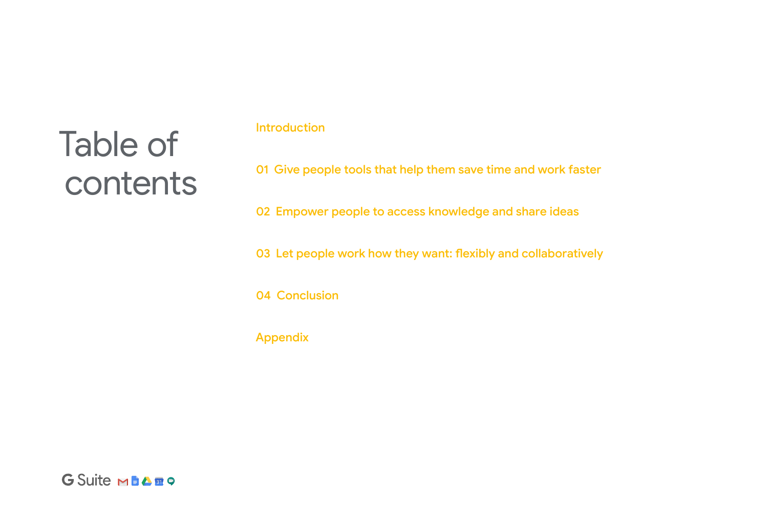# Table of contents

Introduction

01 Give people tools that help them save time and work faster

02 Empower people to access knowledge and share ideas

03 Let people work how they want: flexibly and collaboratively

04 Conclusion

Appendix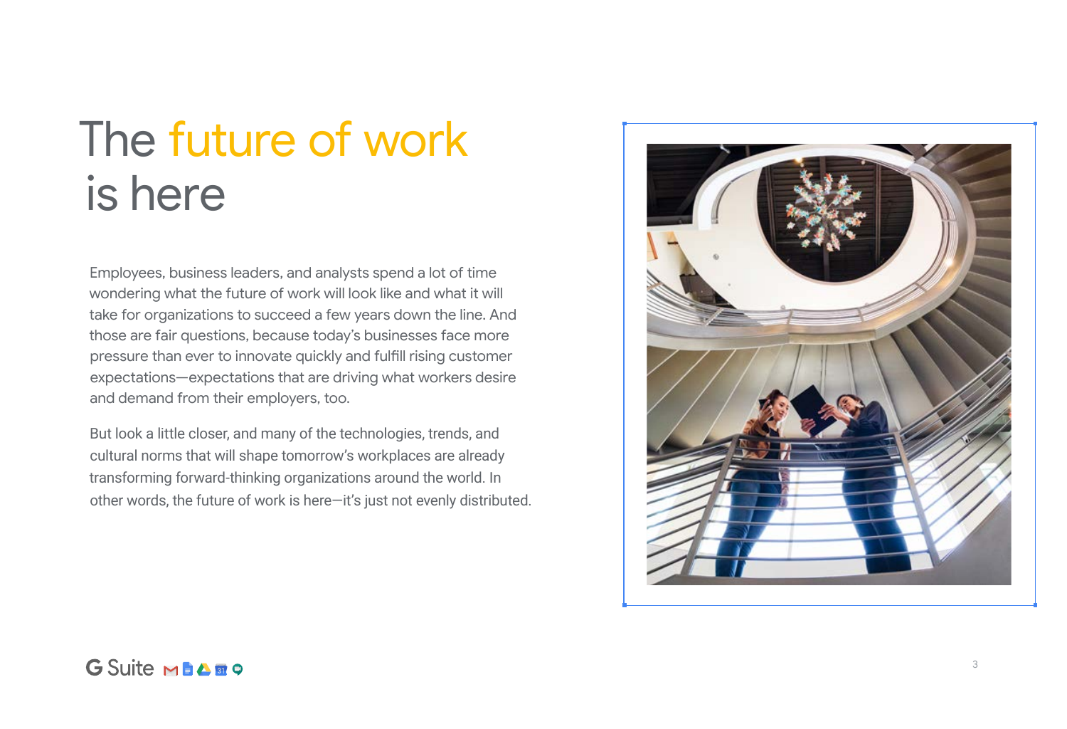# The future of work is here

Employees, business leaders, and analysts spend a lot of time wondering what the future of work will look like and what it will take for organizations to succeed a few years down the line. And those are fair questions, because today's businesses face more pressure than ever to innovate quickly and fulfill rising customer expectations—expectations that are driving what workers desire and demand from their employers, too.

But look a little closer, and many of the technologies, trends, and cultural norms that will shape tomorrow's workplaces are already transforming forward-thinking organizations around the world. In other words, the future of work is here—it's just not evenly distributed.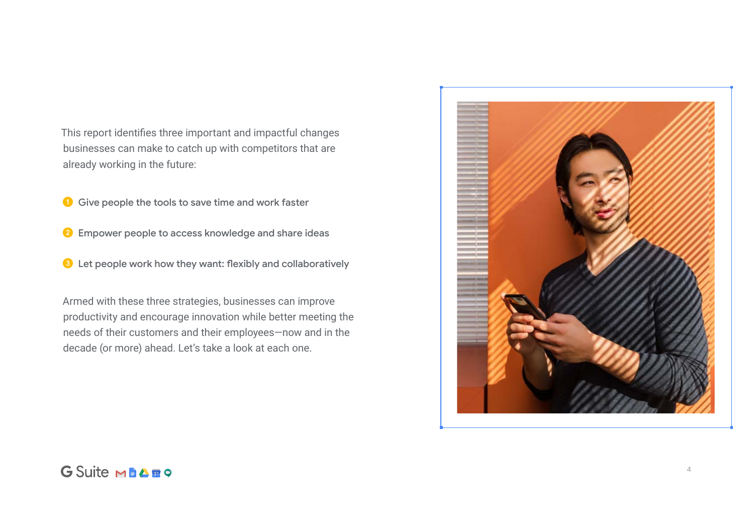This report identifies three important and impactful changes businesses can make to catch up with competitors that are already working in the future:

1. Give people the tools to save time and work faster
2. Empower people to access knowledge and share ideas
3. Let people work how they want: flexibly and collaboratively

Armed with these three strategies, businesses can improve productivity and encourage innovation while better meeting the needs of their customers and their employees—now and in the decade (or more) ahead. Let's take a look at each one.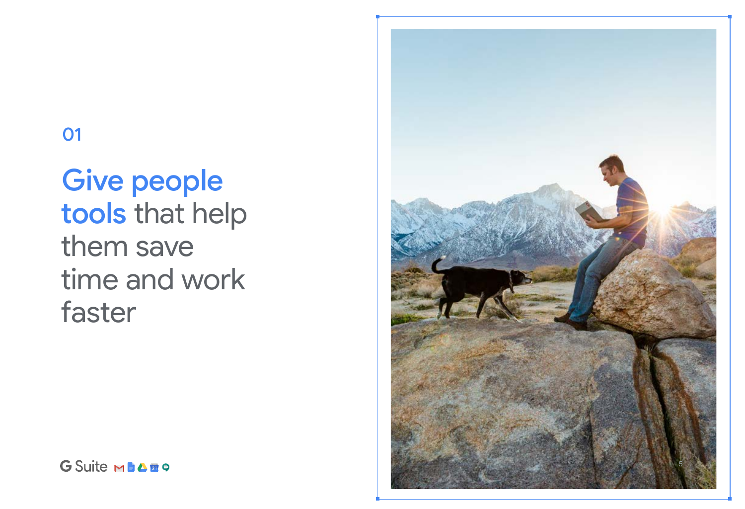01

# Give people tools that help them save time and work faster

G Suite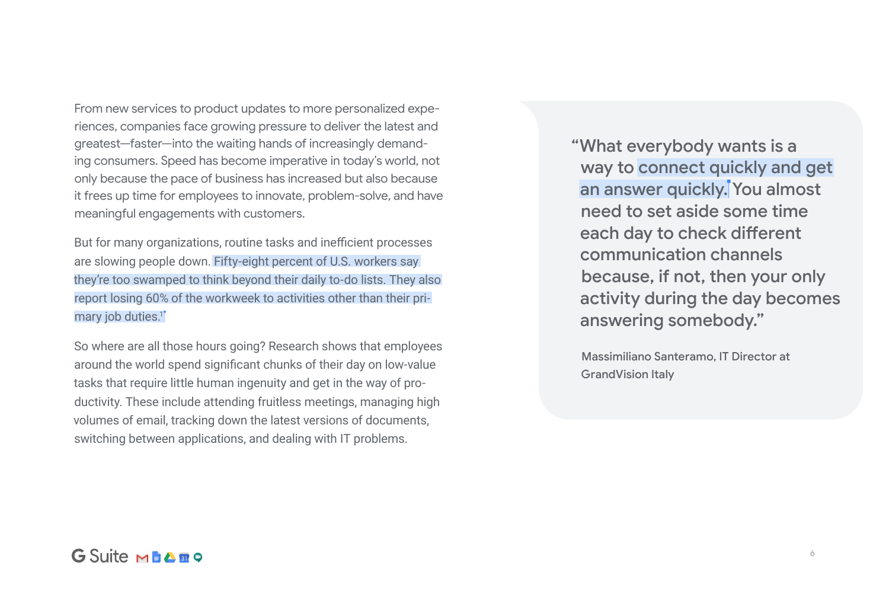From new services to product updates to more personalized experiences, companies face growing pressure to deliver the latest and greatest—faster—into the waiting hands of increasingly demanding consumers. Speed has become imperative in today's world, not only because the pace of business has increased but also because it frees up time for employees to innovate, problem-solve, and have meaningful engagements with customers.

But for many organizations, routine tasks and inefficient processes are slowing people down. Fifty-eight percent of U.S. workers say they're too swamped to think beyond their daily to-do lists. They also report losing 60% of the workweek to activities other than their primary job duties.[1]

So where are all those hours going? Research shows that employees around the world spend significant chunks of their day on low-value tasks that require little human ingenuity and get in the way of productivity. These include attending fruitless meetings, managing high volumes of email, tracking down the latest versions of documents, switching between applications, and dealing with IT problems.

> "What everybody wants is a way to connect quickly and get an answer quickly. You almost need to set aside some time each day to check different communication channels because, if not, then your only activity during the day becomes answering somebody."
>
> Massimiliano Santeramo, IT Director at GrandVision Italy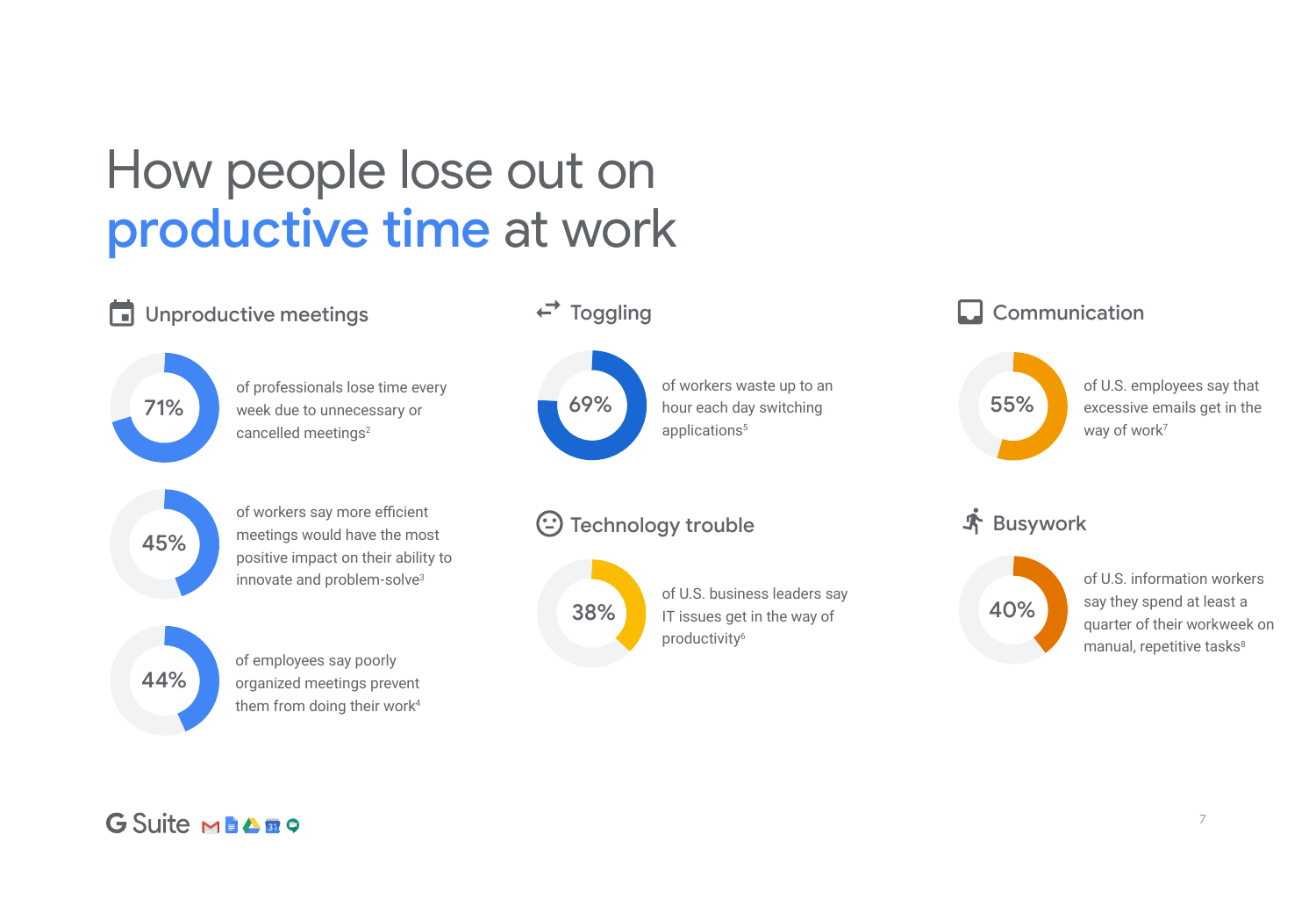# How people lose out on **productive time** at work

## Unproductive meetings

**71%** of professionals lose time every week due to unnecessary or cancelled meetings[2]

**45%** of workers say more efficient meetings would have the most positive impact on their ability to innovate and problem-solve[3]

**44%** of employees say poorly organized meetings prevent them from doing their work[4]

## Toggling

**69%** of workers waste up to an hour each day switching applications[5]

## Technology trouble

**38%** of U.S. business leaders say IT issues get in the way of productivity[6]

## Communication

**55%** of U.S. employees say that excessive emails get in the way of work[7]

## Busywork

**40%** of U.S. information workers say they spend at least a quarter of their workweek on manual, repetitive tasks[8]

G Suite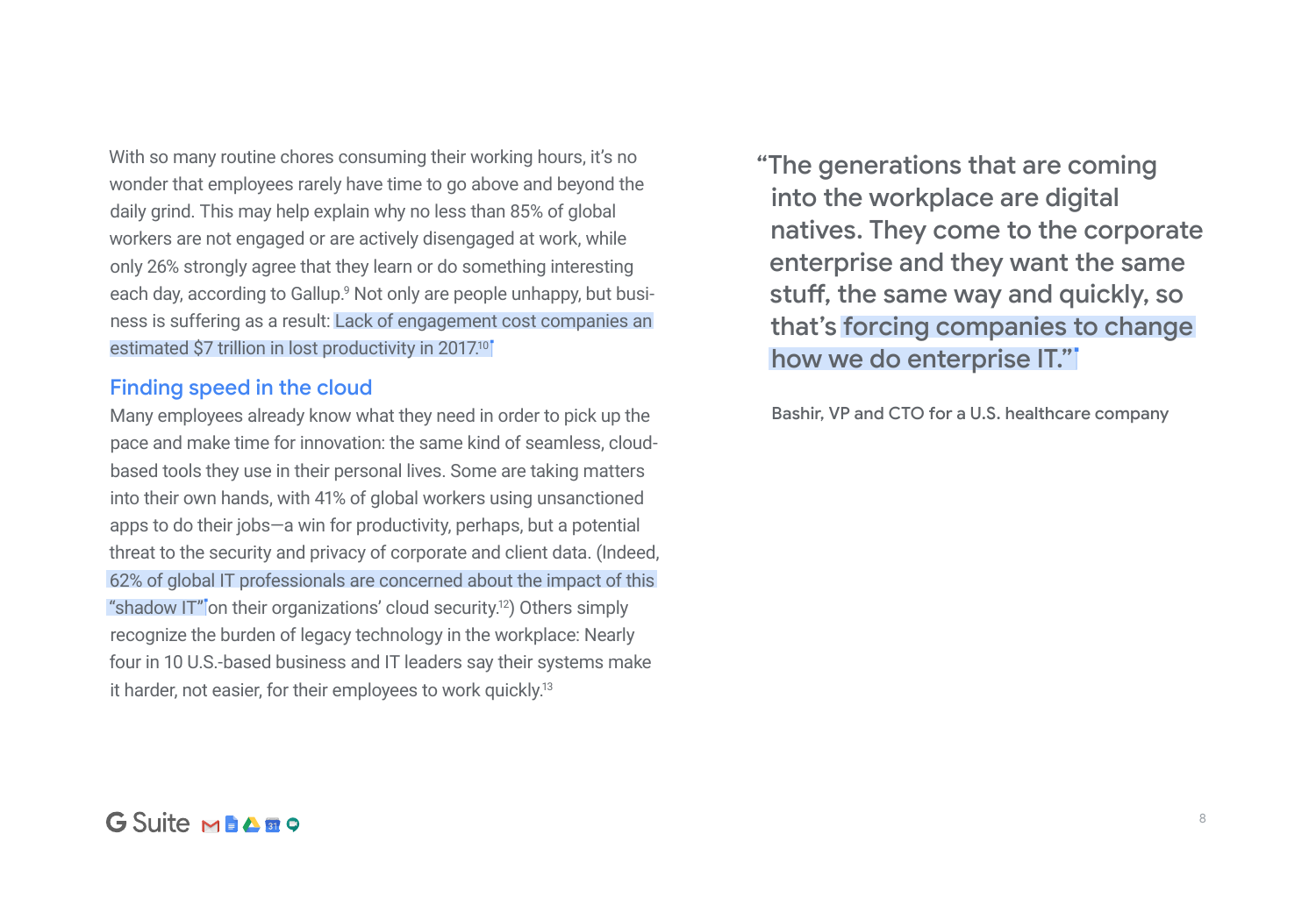With so many routine chores consuming their working hours, it's no wonder that employees rarely have time to go above and beyond the daily grind. This may help explain why no less than 85% of global workers are not engaged or are actively disengaged at work, while only 26% strongly agree that they learn or do something interesting each day, according to Gallup.[9] Not only are people unhappy, but business is suffering as a result: Lack of engagement cost companies an estimated $7 trillion in lost productivity in 2017.[10]

## Finding speed in the cloud

Many employees already know what they need in order to pick up the pace and make time for innovation: the same kind of seamless, cloud-based tools they use in their personal lives. Some are taking matters into their own hands, with 41% of global workers using unsanctioned apps to do their jobs—a win for productivity, perhaps, but a potential threat to the security and privacy of corporate and client data. (Indeed, 62% of global IT professionals are concerned about the impact of this "shadow IT" on their organizations' cloud security.[12]) Others simply recognize the burden of legacy technology in the workplace: Nearly four in 10 U.S.-based business and IT leaders say their systems make it harder, not easier, for their employees to work quickly.[13]

> "The generations that are coming into the workplace are digital natives. They come to the corporate enterprise and they want the same stuff, the same way and quickly, so that's forcing companies to change how we do enterprise IT."
>
> Bashir, VP and CTO for a U.S. healthcare company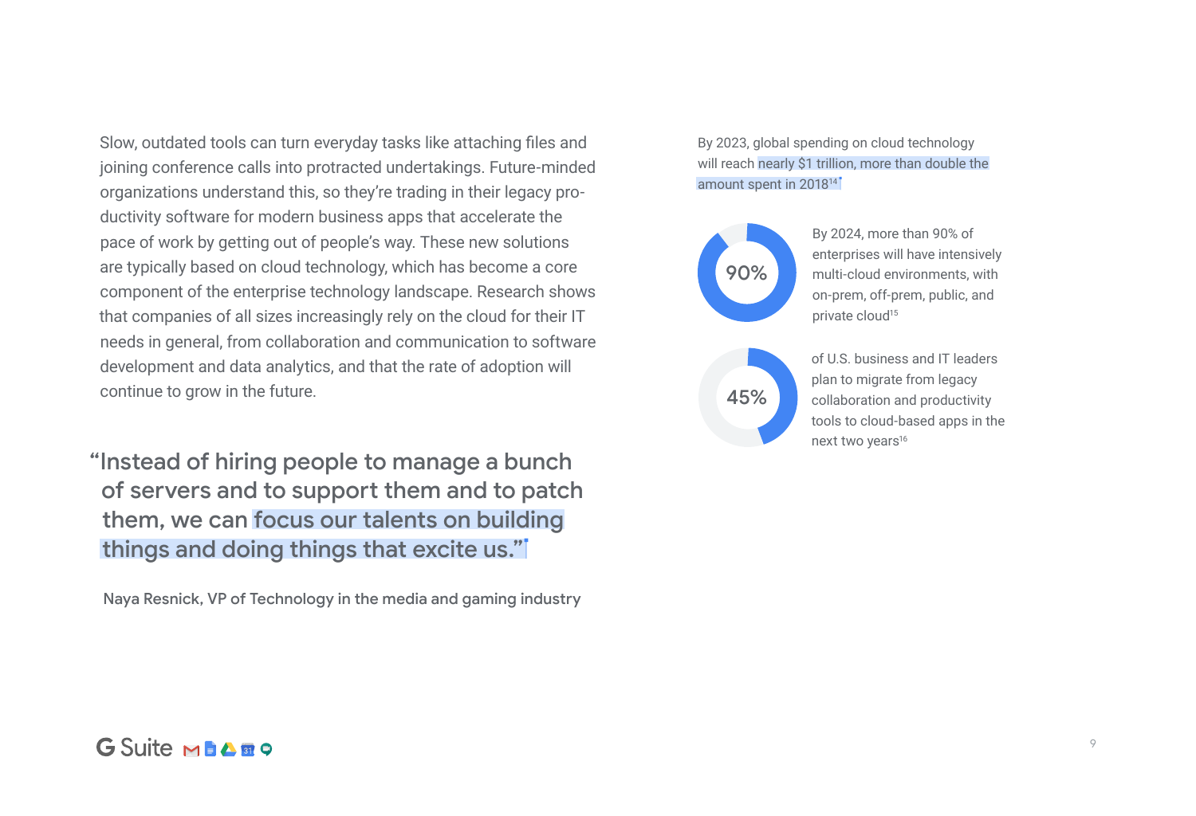Slow, outdated tools can turn everyday tasks like attaching files and joining conference calls into protracted undertakings. Future-minded organizations understand this, so they're trading in their legacy productivity software for modern business apps that accelerate the pace of work by getting out of people's way. These new solutions are typically based on cloud technology, which has become a core component of the enterprise technology landscape. Research shows that companies of all sizes increasingly rely on the cloud for their IT needs in general, from collaboration and communication to software development and data analytics, and that the rate of adoption will continue to grow in the future.

> "Instead of hiring people to manage a bunch of servers and to support them and to patch them, we can focus our talents on building things and doing things that excite us."
>
> Naya Resnick, VP of Technology in the media and gaming industry

By 2023, global spending on cloud technology will reach nearly $1 trillion, more than double the amount spent in 2018[14]

**90%** By 2024, more than 90% of enterprises will have intensively multi-cloud environments, with on-prem, off-prem, public, and private cloud[15]

**45%** of U.S. business and IT leaders plan to migrate from legacy collaboration and productivity tools to cloud-based apps in the next two years[16]

G Suite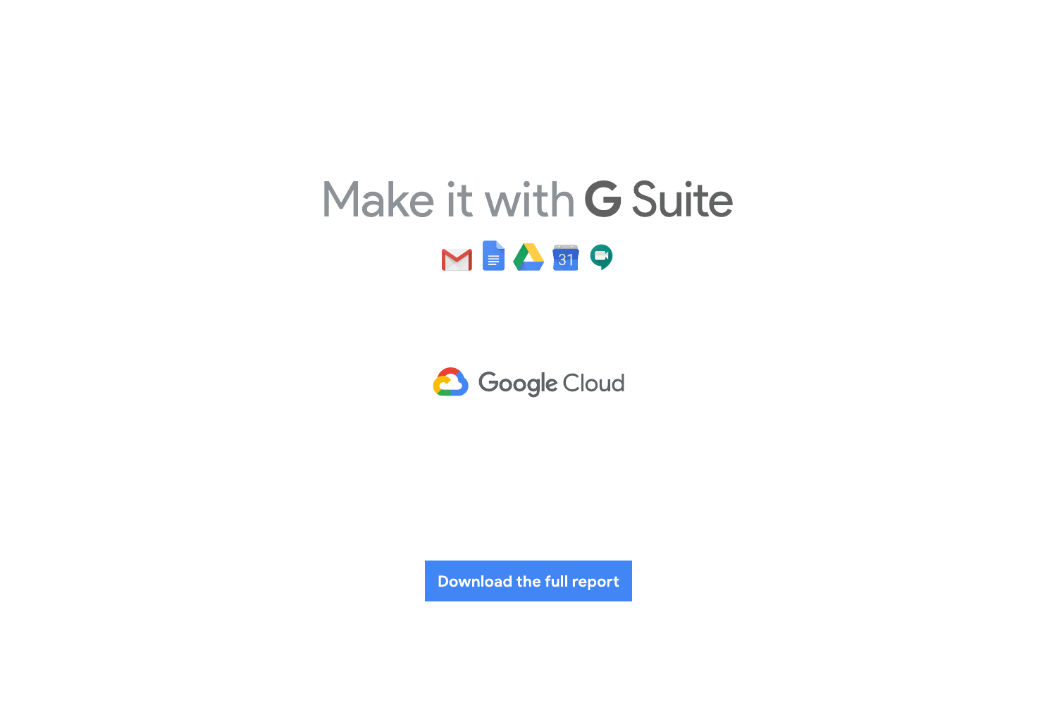# Make it with G Suite

Google Cloud

Download the full report